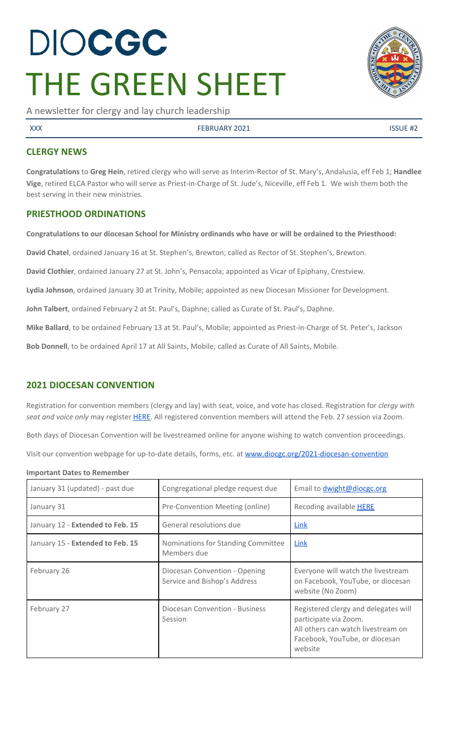# DIOCGC
# THE GREEN SHEET

A newsletter for clergy and lay church leadership

XXX FEBRUARY 2021 ISSUE #2

## CLERGY NEWS

**Congratulations** to **Greg Hein**, retired clergy who will serve as Interim-Rector of St. Mary's, Andalusia, eff Feb 1; **Handlee Vige**, retired ELCA Pastor who will serve as Priest-in-Charge of St. Jude's, Niceville, eff Feb 1. We wish them both the best serving in their new ministries.

## PRIESTHOOD ORDINATIONS

**Congratulations to our diocesan School for Ministry ordinands who have or will be ordained to the Priesthood:**

**David Chatel**, ordained January 16 at St. Stephen's, Brewton; called as Rector of St. Stephen's, Brewton.

**David Clothier**, ordained January 27 at St. John's, Pensacola; appointed as Vicar of Epiphany, Crestview.

**Lydia Johnson**, ordained January 30 at Trinity, Mobile; appointed as new Diocesan Missioner for Development.

**John Talbert**, ordained February 2 at St. Paul's, Daphne; called as Curate of St. Paul's, Daphne.

**Mike Ballard**, to be ordained February 13 at St. Paul's, Mobile; appointed as Priest-in-Charge of St. Peter's, Jackson

**Bob Donnell**, to be ordained April 17 at All Saints, Mobile; called as Curate of All Saints, Mobile.

## 2021 DIOCESAN CONVENTION

Registration for convention members (clergy and lay) with seat, voice, and vote has closed. Registration for *clergy with seat and voice only* may register HERE. All registered convention members will attend the Feb. 27 session via Zoom.

Both days of Diocesan Convention will be livestreamed online for anyone wishing to watch convention proceedings.

Visit our convention webpage for up-to-date details, forms, etc. at www.diocgc.org/2021-diocesan-convention

**Important Dates to Remember**

| | | |
|---|---|---|
| January 31 (updated) - past due | Congregational pledge request due | Email to dwight@diocgc.org |
| January 31 | Pre-Convention Meeting (online) | Recoding available HERE |
| January 12 - **Extended to Feb. 15** | General resolutions due | Link |
| January 15 - **Extended to Feb. 15** | Nominations for Standing Committee Members due | Link |
| February 26 | Diocesan Convention - Opening Service and Bishop's Address | Everyone will watch the livestream on Facebook, YouTube, or diocesan website (No Zoom) |
| February 27 | Diocesan Convention - Business Session | Registered clergy and delegates will participate via Zoom. All others can watch livestream on Facebook, YouTube, or diocesan website |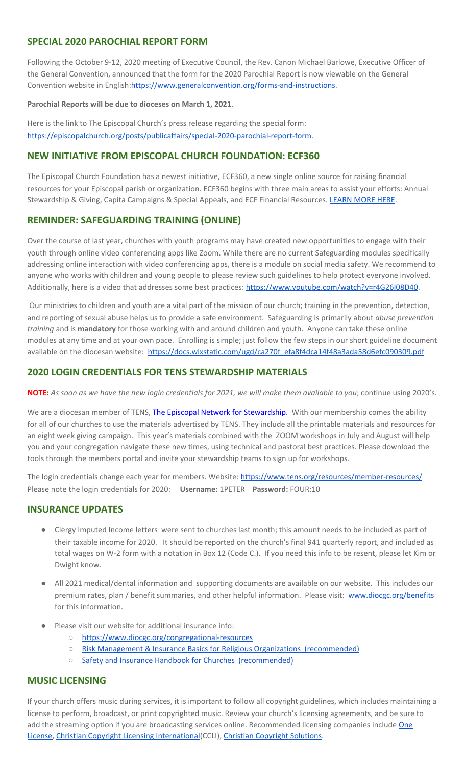## SPECIAL 2020 PAROCHIAL REPORT FORM

Following the October 9-12, 2020 meeting of Executive Council, the Rev. Canon Michael Barlowe, Executive Officer of the General Convention, announced that the form for the 2020 Parochial Report is now viewable on the General Convention website in English:https://www.generalconvention.org/forms-and-instructions.

**Parochial Reports will be due to dioceses on March 1, 2021**.

Here is the link to The Episcopal Church's press release regarding the special form: https://episcopalchurch.org/posts/publicaffairs/special-2020-parochial-report-form.

## NEW INITIATIVE FROM EPISCOPAL CHURCH FOUNDATION: ECF360

The Episcopal Church Foundation has a newest initiative, ECF360, a new single online source for raising financial resources for your Episcopal parish or organization. ECF360 begins with three main areas to assist your efforts: Annual Stewardship & Giving, Capita Campaigns & Special Appeals, and ECF Financial Resources. LEARN MORE HERE.

## REMINDER: SAFEGUARDING TRAINING (ONLINE)

Over the course of last year, churches with youth programs may have created new opportunities to engage with their youth through online video conferencing apps like Zoom. While there are no current Safeguarding modules specifically addressing online interaction with video conferencing apps, there is a module on social media safety. We recommend to anyone who works with children and young people to please review such guidelines to help protect everyone involved. Additionally, here is a video that addresses some best practices: https://www.youtube.com/watch?v=r4G26I08D40.

Our ministries to children and youth are a vital part of the mission of our church; training in the prevention, detection, and reporting of sexual abuse helps us to provide a safe environment. Safeguarding is primarily about *abuse prevention training* and is **mandatory** for those working with and around children and youth. Anyone can take these online modules at any time and at your own pace. Enrolling is simple; just follow the few steps in our short guideline document available on the diocesan website: https://docs.wixstatic.com/ugd/ca270f_efa8f4dca14f48a3ada58d6efc090309.pdf

## 2020 LOGIN CREDENTIALS FOR TENS STEWARDSHIP MATERIALS

**NOTE:** *As soon as we have the new login credentials for 2021, we will make them available to you*; continue using 2020's.

We are a diocesan member of TENS, The Episcopal Network for Stewardship. With our membership comes the ability for all of our churches to use the materials advertised by TENS. They include all the printable materials and resources for an eight week giving campaign. This year's materials combined with the ZOOM workshops in July and August will help you and your congregation navigate these new times, using technical and pastoral best practices. Please download the tools through the members portal and invite your stewardship teams to sign up for workshops.

The login credentials change each year for members. Website: https://www.tens.org/resources/member-resources/
Please note the login credentials for 2020: **Username:** 1PETER **Password:** FOUR:10

## INSURANCE UPDATES

- Clergy Imputed Income letters were sent to churches last month; this amount needs to be included as part of their taxable income for 2020. It should be reported on the church's final 941 quarterly report, and included as total wages on W-2 form with a notation in Box 12 (Code C.). If you need this info to be resent, please let Kim or Dwight know.
- All 2021 medical/dental information and supporting documents are available on our website. This includes our premium rates, plan / benefit summaries, and other helpful information. Please visit: www.diocgc.org/benefits for this information.
- Please visit our website for additional insurance info:
  - https://www.diocgc.org/congregational-resources
  - Risk Management & Insurance Basics for Religious Organizations (recommended)
  - Safety and Insurance Handbook for Churches (recommended)

## MUSIC LICENSING

If your church offers music during services, it is important to follow all copyright guidelines, which includes maintaining a license to perform, broadcast, or print copyrighted music. Review your church's licensing agreements, and be sure to add the streaming option if you are broadcasting services online. Recommended licensing companies include One License, Christian Copyright Licensing International(CCLI), Christian Copyright Solutions.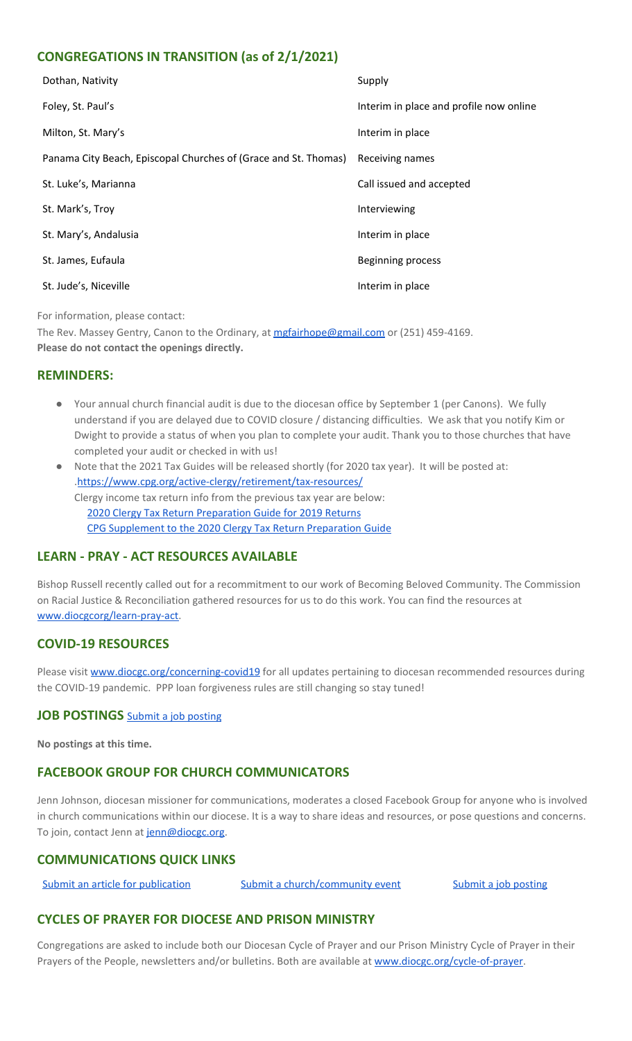## CONGREGATIONS IN TRANSITION (as of 2/1/2021)

| | |
|---|---|
| Dothan, Nativity | Supply |
| Foley, St. Paul's | Interim in place and profile now online |
| Milton, St. Mary's | Interim in place |
| Panama City Beach, Episcopal Churches of (Grace and St. Thomas) | Receiving names |
| St. Luke's, Marianna | Call issued and accepted |
| St. Mark's, Troy | Interviewing |
| St. Mary's, Andalusia | Interim in place |
| St. James, Eufaula | Beginning process |
| St. Jude's, Niceville | Interim in place |

For information, please contact:

The Rev. Massey Gentry, Canon to the Ordinary, at mgfairhope@gmail.com or (251) 459-4169.
**Please do not contact the openings directly.**

## REMINDERS:

- Your annual church financial audit is due to the diocesan office by September 1 (per Canons). We fully understand if you are delayed due to COVID closure / distancing difficulties. We ask that you notify Kim or Dwight to provide a status of when you plan to complete your audit. Thank you to those churches that have completed your audit or checked in with us!
- Note that the 2021 Tax Guides will be released shortly (for 2020 tax year). It will be posted at: .https://www.cpg.org/active-clergy/retirement/tax-resources/
  Clergy income tax return info from the previous tax year are below:
  2020 Clergy Tax Return Preparation Guide for 2019 Returns
  CPG Supplement to the 2020 Clergy Tax Return Preparation Guide

## LEARN - PRAY - ACT RESOURCES AVAILABLE

Bishop Russell recently called out for a recommitment to our work of Becoming Beloved Community. The Commission on Racial Justice & Reconciliation gathered resources for us to do this work. You can find the resources at www.diocgcorg/learn-pray-act.

## COVID-19 RESOURCES

Please visit www.diocgc.org/concerning-covid19 for all updates pertaining to diocesan recommended resources during the COVID-19 pandemic. PPP loan forgiveness rules are still changing so stay tuned!

## JOB POSTINGS Submit a job posting

**No postings at this time.**

## FACEBOOK GROUP FOR CHURCH COMMUNICATORS

Jenn Johnson, diocesan missioner for communications, moderates a closed Facebook Group for anyone who is involved in church communications within our diocese. It is a way to share ideas and resources, or pose questions and concerns. To join, contact Jenn at jenn@diocgc.org.

## COMMUNICATIONS QUICK LINKS

Submit an article for publication    Submit a church/community event    Submit a job posting

## CYCLES OF PRAYER FOR DIOCESE AND PRISON MINISTRY

Congregations are asked to include both our Diocesan Cycle of Prayer and our Prison Ministry Cycle of Prayer in their Prayers of the People, newsletters and/or bulletins. Both are available at www.diocgc.org/cycle-of-prayer.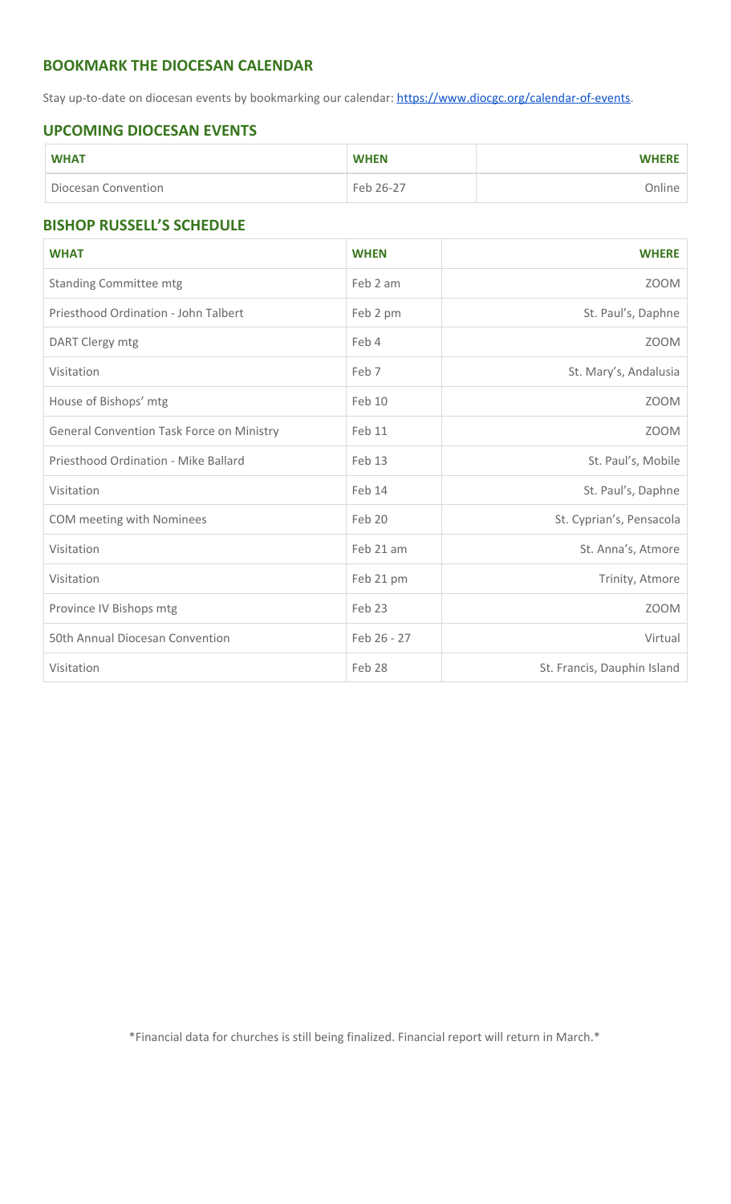## BOOKMARK THE DIOCESAN CALENDAR

Stay up-to-date on diocesan events by bookmarking our calendar: [https://www.diocgc.org/calendar-of-events](https://www.diocgc.org/calendar-of-events).

## UPCOMING DIOCESAN EVENTS

| WHAT | WHEN | WHERE |
|---|---|---|
| Diocesan Convention | Feb 26-27 | Online |

## BISHOP RUSSELL'S SCHEDULE

| WHAT | WHEN | WHERE |
|---|---|---|
| Standing Committee mtg | Feb 2 am | ZOOM |
| Priesthood Ordination - John Talbert | Feb 2 pm | St. Paul's, Daphne |
| DART Clergy mtg | Feb 4 | ZOOM |
| Visitation | Feb 7 | St. Mary's, Andalusia |
| House of Bishops' mtg | Feb 10 | ZOOM |
| General Convention Task Force on Ministry | Feb 11 | ZOOM |
| Priesthood Ordination - Mike Ballard | Feb 13 | St. Paul's, Mobile |
| Visitation | Feb 14 | St. Paul's, Daphne |
| COM meeting with Nominees | Feb 20 | St. Cyprian's, Pensacola |
| Visitation | Feb 21 am | St. Anna's, Atmore |
| Visitation | Feb 21 pm | Trinity, Atmore |
| Province IV Bishops mtg | Feb 23 | ZOOM |
| 50th Annual Diocesan Convention | Feb 26 - 27 | Virtual |
| Visitation | Feb 28 | St. Francis, Dauphin Island |

*Financial data for churches is still being finalized. Financial report will return in March.*